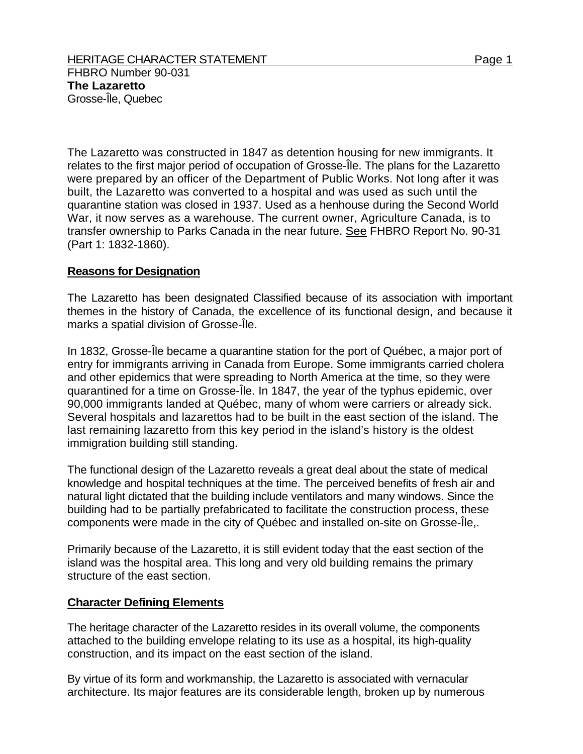FHBRO Number 90-031

**The Lazaretto**

Grosse-Île, Quebec

The Lazaretto was constructed in 1847 as detention housing for new immigrants. It relates to the first major period of occupation of Grosse-Île. The plans for the Lazaretto were prepared by an officer of the Department of Public Works. Not long after it was built, the Lazaretto was converted to a hospital and was used as such until the quarantine station was closed in 1937. Used as a henhouse during the Second World War, it now serves as a warehouse. The current owner, Agriculture Canada, is to transfer ownership to Parks Canada in the near future. See FHBRO Report No. 90-31 (Part 1: 1832-1860).

## Reasons for Designation

The Lazaretto has been designated Classified because of its association with important themes in the history of Canada, the excellence of its functional design, and because it marks a spatial division of Grosse-Île.

In 1832, Grosse-Île became a quarantine station for the port of Québec, a major port of entry for immigrants arriving in Canada from Europe. Some immigrants carried cholera and other epidemics that were spreading to North America at the time, so they were quarantined for a time on Grosse-Île. In 1847, the year of the typhus epidemic, over 90,000 immigrants landed at Québec, many of whom were carriers or already sick. Several hospitals and lazarettos had to be built in the east section of the island. The last remaining lazaretto from this key period in the island's history is the oldest immigration building still standing.

The functional design of the Lazaretto reveals a great deal about the state of medical knowledge and hospital techniques at the time. The perceived benefits of fresh air and natural light dictated that the building include ventilators and many windows. Since the building had to be partially prefabricated to facilitate the construction process, these components were made in the city of Québec and installed on-site on Grosse-Île,.

Primarily because of the Lazaretto, it is still evident today that the east section of the island was the hospital area. This long and very old building remains the primary structure of the east section.

## Character Defining Elements

The heritage character of the Lazaretto resides in its overall volume, the components attached to the building envelope relating to its use as a hospital, its high-quality construction, and its impact on the east section of the island.

By virtue of its form and workmanship, the Lazaretto is associated with vernacular architecture. Its major features are its considerable length, broken up by numerous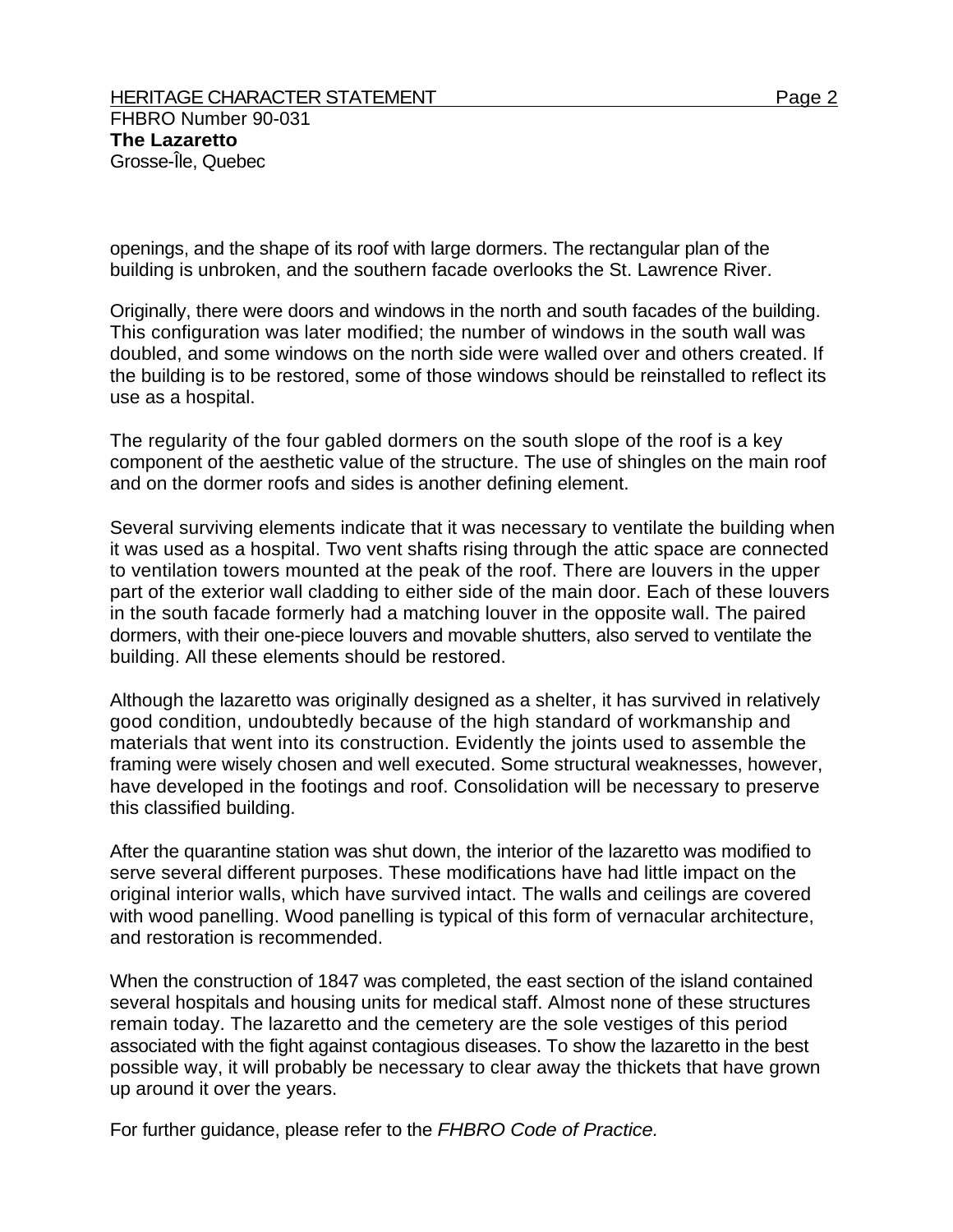openings, and the shape of its roof with large dormers. The rectangular plan of the building is unbroken, and the southern facade overlooks the St. Lawrence River.

Originally, there were doors and windows in the north and south facades of the building. This configuration was later modified; the number of windows in the south wall was doubled, and some windows on the north side were walled over and others created. If the building is to be restored, some of those windows should be reinstalled to reflect its use as a hospital.

The regularity of the four gabled dormers on the south slope of the roof is a key component of the aesthetic value of the structure. The use of shingles on the main roof and on the dormer roofs and sides is another defining element.

Several surviving elements indicate that it was necessary to ventilate the building when it was used as a hospital. Two vent shafts rising through the attic space are connected to ventilation towers mounted at the peak of the roof. There are louvers in the upper part of the exterior wall cladding to either side of the main door. Each of these louvers in the south facade formerly had a matching louver in the opposite wall. The paired dormers, with their one-piece louvers and movable shutters, also served to ventilate the building. All these elements should be restored.

Although the lazaretto was originally designed as a shelter, it has survived in relatively good condition, undoubtedly because of the high standard of workmanship and materials that went into its construction. Evidently the joints used to assemble the framing were wisely chosen and well executed. Some structural weaknesses, however, have developed in the footings and roof. Consolidation will be necessary to preserve this classified building.

After the quarantine station was shut down, the interior of the lazaretto was modified to serve several different purposes. These modifications have had little impact on the original interior walls, which have survived intact. The walls and ceilings are covered with wood panelling. Wood panelling is typical of this form of vernacular architecture, and restoration is recommended.

When the construction of 1847 was completed, the east section of the island contained several hospitals and housing units for medical staff. Almost none of these structures remain today. The lazaretto and the cemetery are the sole vestiges of this period associated with the fight against contagious diseases. To show the lazaretto in the best possible way, it will probably be necessary to clear away the thickets that have grown up around it over the years.

For further guidance, please refer to the *FHBRO Code of Practice.*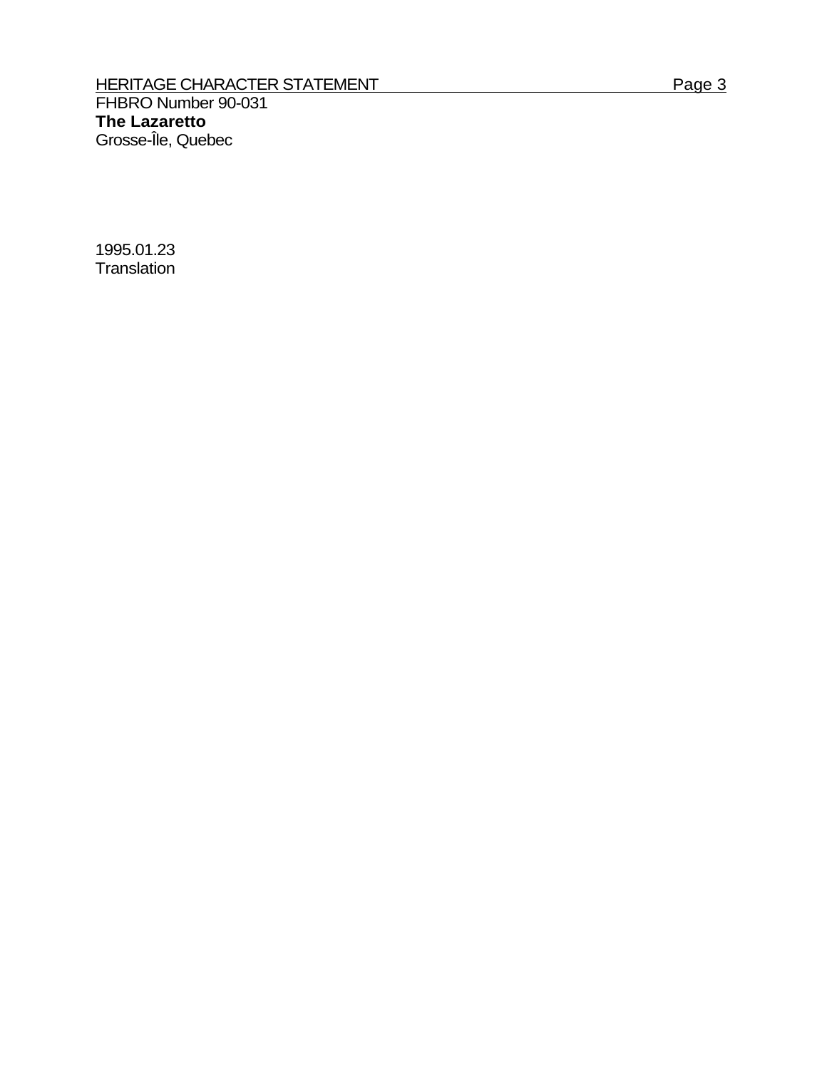1995.01.23
Translation